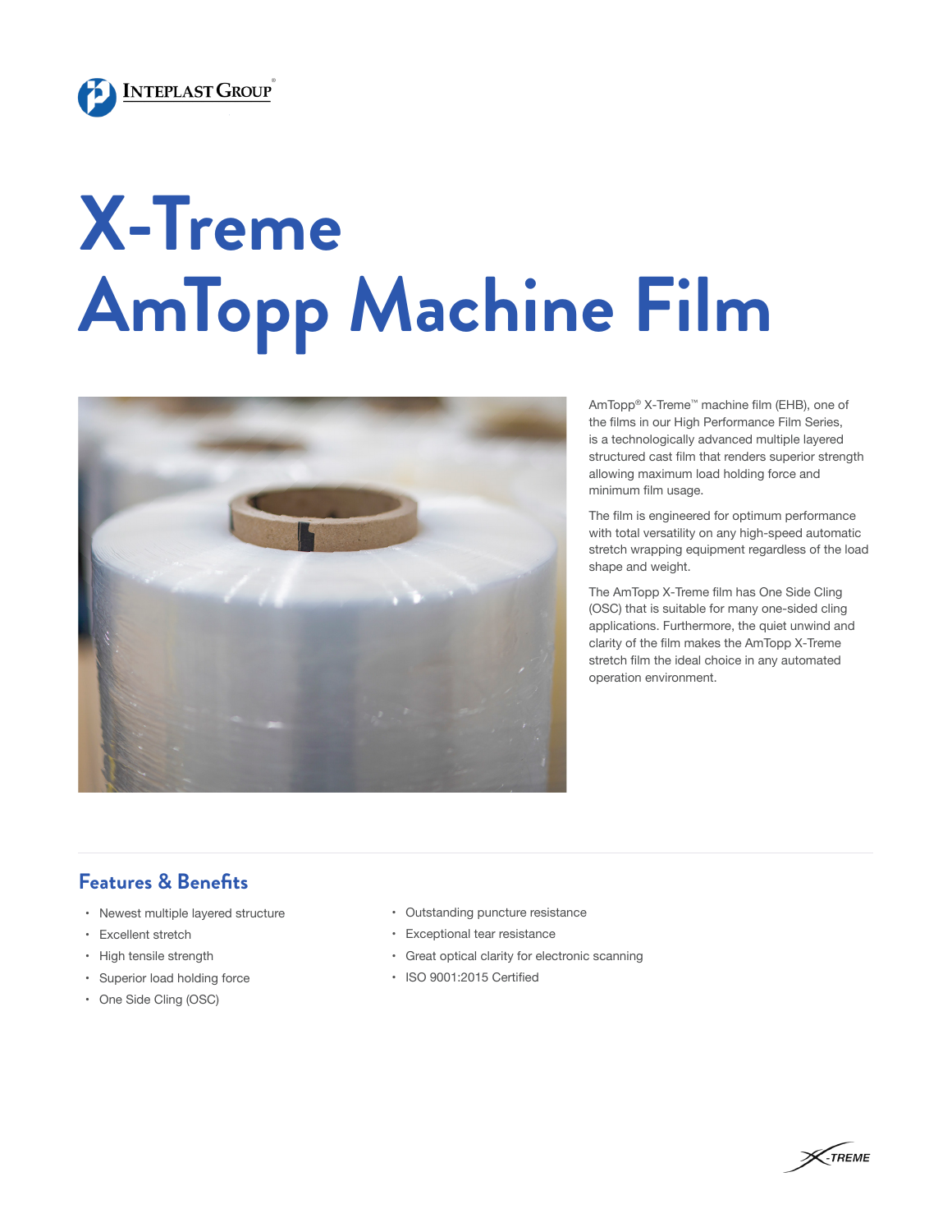INTEPLAST GROUP®

# X-Treme AmTopp Machine Film

AmTopp® X-Treme™ machine film (EHB), one of the films in our High Performance Film Series, is a technologically advanced multiple layered structured cast film that renders superior strength allowing maximum load holding force and minimum film usage.

The film is engineered for optimum performance with total versatility on any high-speed automatic stretch wrapping equipment regardless of the load shape and weight.

The AmTopp X-Treme film has One Side Cling (OSC) that is suitable for many one-sided cling applications. Furthermore, the quiet unwind and clarity of the film makes the AmTopp X-Treme stretch film the ideal choice in any automated operation environment.

## Features & Benefits

- Newest multiple layered structure
- Excellent stretch
- High tensile strength
- Superior load holding force
- One Side Cling (OSC)
- Outstanding puncture resistance
- Exceptional tear resistance
- Great optical clarity for electronic scanning
- ISO 9001:2015 Certified

X-TREME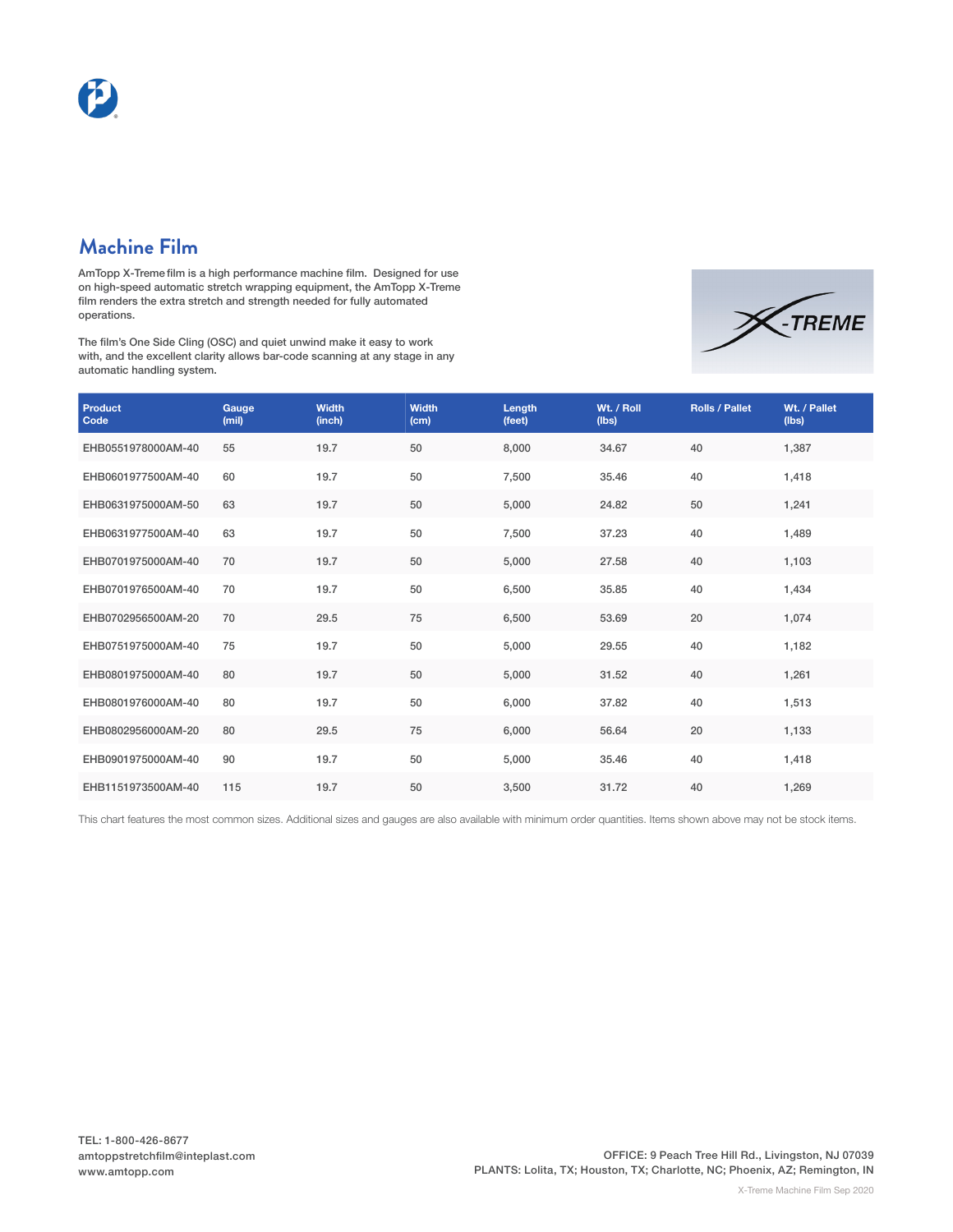## Machine Film

AmTopp X-Treme film is a high performance machine film. Designed for use on high-speed automatic stretch wrapping equipment, the AmTopp X-Treme film renders the extra stretch and strength needed for fully automated operations.

The film's One Side Cling (OSC) and quiet unwind make it easy to work with, and the excellent clarity allows bar-code scanning at any stage in any automatic handling system.

| Product Code | Gauge (mil) | Width (inch) | Width (cm) | Length (feet) | Wt. / Roll (lbs) | Rolls / Pallet | Wt. / Pallet (lbs) |
|---|---|---|---|---|---|---|---|
| EHB0551978000AM-40 | 55 | 19.7 | 50 | 8,000 | 34.67 | 40 | 1,387 |
| EHB0601977500AM-40 | 60 | 19.7 | 50 | 7,500 | 35.46 | 40 | 1,418 |
| EHB0631975000AM-50 | 63 | 19.7 | 50 | 5,000 | 24.82 | 50 | 1,241 |
| EHB0631977500AM-40 | 63 | 19.7 | 50 | 7,500 | 37.23 | 40 | 1,489 |
| EHB0701975000AM-40 | 70 | 19.7 | 50 | 5,000 | 27.58 | 40 | 1,103 |
| EHB0701976500AM-40 | 70 | 19.7 | 50 | 6,500 | 35.85 | 40 | 1,434 |
| EHB0702956500AM-20 | 70 | 29.5 | 75 | 6,500 | 53.69 | 20 | 1,074 |
| EHB0751975000AM-40 | 75 | 19.7 | 50 | 5,000 | 29.55 | 40 | 1,182 |
| EHB0801975000AM-40 | 80 | 19.7 | 50 | 5,000 | 31.52 | 40 | 1,261 |
| EHB0801976000AM-40 | 80 | 19.7 | 50 | 6,000 | 37.82 | 40 | 1,513 |
| EHB0802956000AM-20 | 80 | 29.5 | 75 | 6,000 | 56.64 | 20 | 1,133 |
| EHB0901975000AM-40 | 90 | 19.7 | 50 | 5,000 | 35.46 | 40 | 1,418 |
| EHB1151973500AM-40 | 115 | 19.7 | 50 | 3,500 | 31.72 | 40 | 1,269 |

This chart features the most common sizes. Additional sizes and gauges are also available with minimum order quantities. Items shown above may not be stock items.

TEL: 1-800-426-8677
amtoppstretchfilm@inteplast.com
www.amtopp.com

OFFICE: 9 Peach Tree Hill Rd., Livingston, NJ 07039
PLANTS: Lolita, TX; Houston, TX; Charlotte, NC; Phoenix, AZ; Remington, IN

X-Treme Machine Film Sep 2020